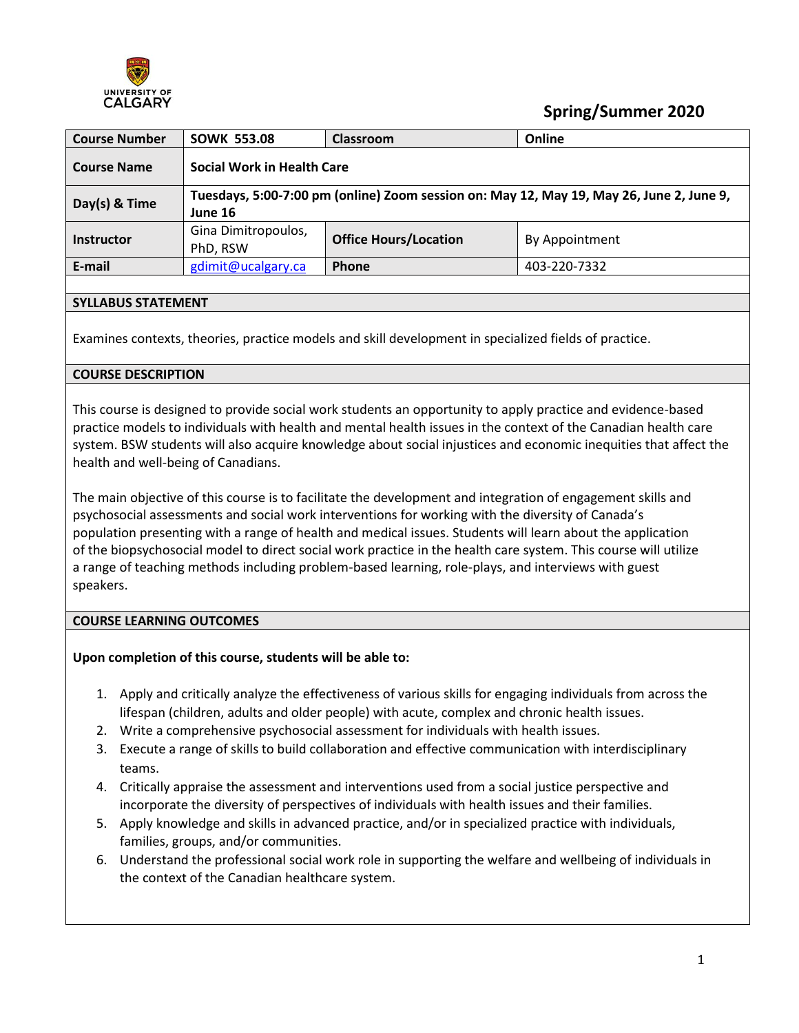UNIVERSITY OF CALGARY

**Spring/Summer 2020**

| **Course Number** | **SOWK 553.08** | **Classroom** | Online |
|---|---|---|---|
| **Course Name** | **Social Work in Health Care** | | |
| **Day(s) & Time** | **Tuesdays, 5:00-7:00 pm (online) Zoom session on: May 12, May 19, May 26, June 2, June 9, June 16** | | |
| **Instructor** | Gina Dimitropoulos, PhD, RSW | **Office Hours/Location** | By Appointment |
| **E-mail** | gdimit@ucalgary.ca | **Phone** | 403-220-7332 |

## SYLLABUS STATEMENT

Examines contexts, theories, practice models and skill development in specialized fields of practice.

## COURSE DESCRIPTION

This course is designed to provide social work students an opportunity to apply practice and evidence-based practice models to individuals with health and mental health issues in the context of the Canadian health care system. BSW students will also acquire knowledge about social injustices and economic inequities that affect the health and well-being of Canadians.

The main objective of this course is to facilitate the development and integration of engagement skills and psychosocial assessments and social work interventions for working with the diversity of Canada's population presenting with a range of health and medical issues. Students will learn about the application of the biopsychosocial model to direct social work practice in the health care system. This course will utilize a range of teaching methods including problem-based learning, role-plays, and interviews with guest speakers.

## COURSE LEARNING OUTCOMES

**Upon completion of this course, students will be able to:**

1. Apply and critically analyze the effectiveness of various skills for engaging individuals from across the lifespan (children, adults and older people) with acute, complex and chronic health issues.
2. Write a comprehensive psychosocial assessment for individuals with health issues.
3. Execute a range of skills to build collaboration and effective communication with interdisciplinary teams.
4. Critically appraise the assessment and interventions used from a social justice perspective and incorporate the diversity of perspectives of individuals with health issues and their families.
5. Apply knowledge and skills in advanced practice, and/or in specialized practice with individuals, families, groups, and/or communities.
6. Understand the professional social work role in supporting the welfare and wellbeing of individuals in the context of the Canadian healthcare system.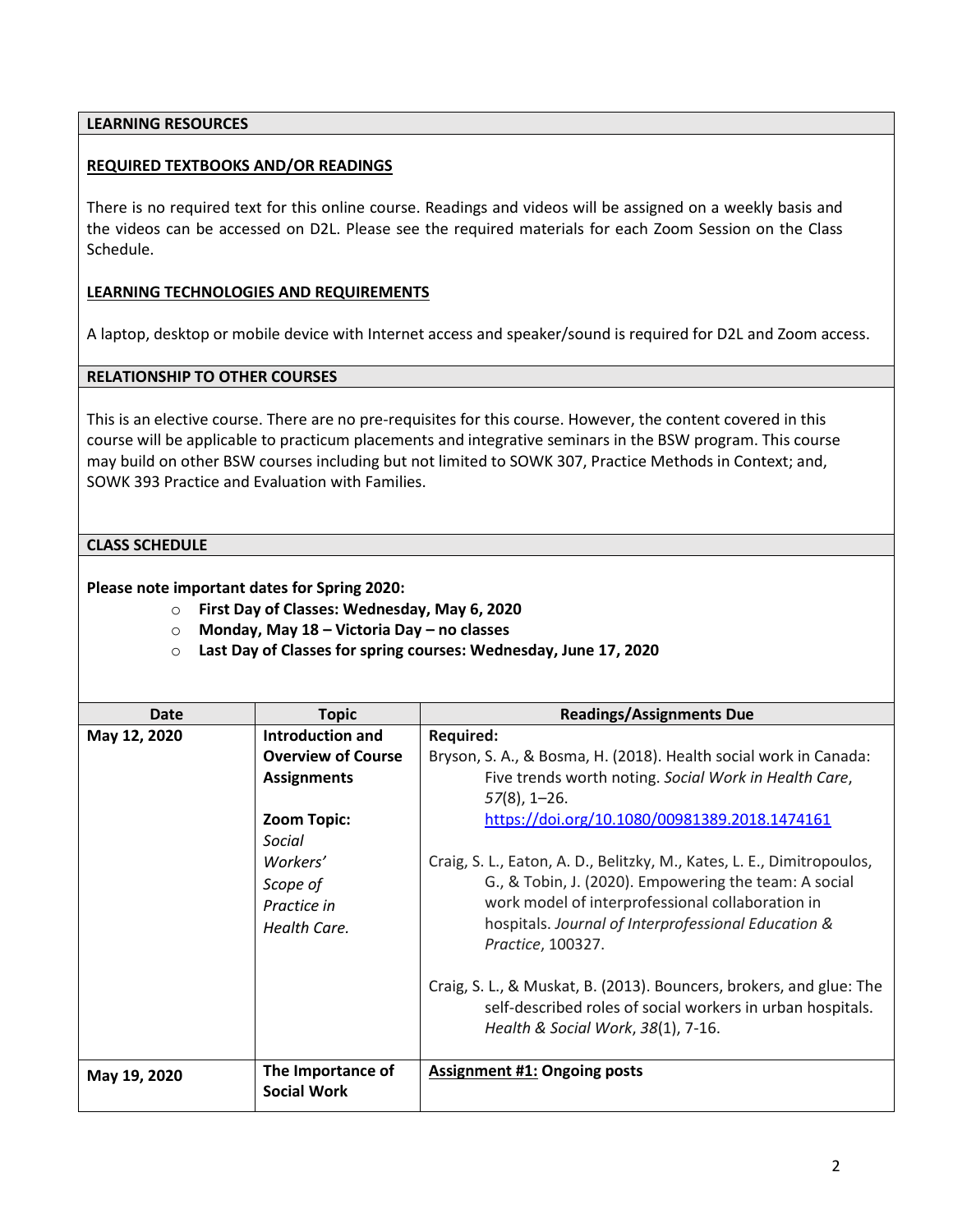## LEARNING RESOURCES

### REQUIRED TEXTBOOKS AND/OR READINGS

There is no required text for this online course. Readings and videos will be assigned on a weekly basis and the videos can be accessed on D2L. Please see the required materials for each Zoom Session on the Class Schedule.

### LEARNING TECHNOLOGIES AND REQUIREMENTS

A laptop, desktop or mobile device with Internet access and speaker/sound is required for D2L and Zoom access.

## RELATIONSHIP TO OTHER COURSES

This is an elective course. There are no pre-requisites for this course. However, the content covered in this course will be applicable to practicum placements and integrative seminars in the BSW program. This course may build on other BSW courses including but not limited to SOWK 307, Practice Methods in Context; and, SOWK 393 Practice and Evaluation with Families.

## CLASS SCHEDULE

**Please note important dates for Spring 2020:**

- **First Day of Classes: Wednesday, May 6, 2020**
- **Monday, May 18 – Victoria Day – no classes**
- **Last Day of Classes for spring courses: Wednesday, June 17, 2020**

| Date | Topic | Readings/Assignments Due |
|---|---|---|
| **May 12, 2020** | **Introduction and Overview of Course Assignments**<br><br>**Zoom Topic:** *Social Workers' Scope of Practice in Health Care.* | **Required:**<br>Bryson, S. A., & Bosma, H. (2018). Health social work in Canada: Five trends worth noting. *Social Work in Health Care*, *57*(8), 1–26. https://doi.org/10.1080/00981389.2018.1474161<br><br>Craig, S. L., Eaton, A. D., Belitzky, M., Kates, L. E., Dimitropoulos, G., & Tobin, J. (2020). Empowering the team: A social work model of interprofessional collaboration in hospitals. *Journal of Interprofessional Education & Practice*, 100327.<br><br>Craig, S. L., & Muskat, B. (2013). Bouncers, brokers, and glue: The self-described roles of social workers in urban hospitals. *Health & Social Work*, *38*(1), 7-16. |
| **May 19, 2020** | **The Importance of Social Work** | **Assignment #1: Ongoing posts** |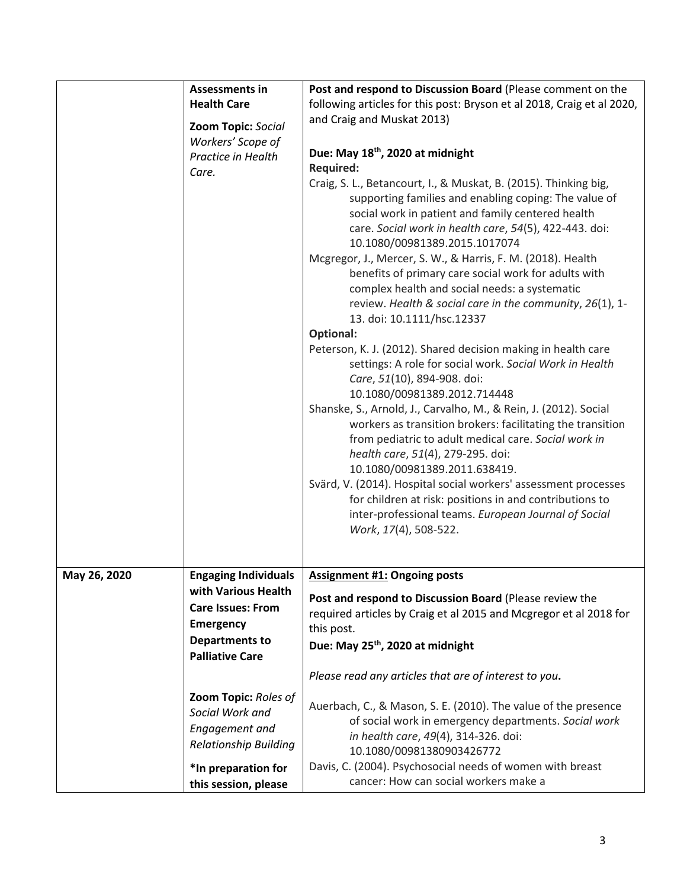| | | |
|---|---|---|
| | **Assessments in Health Care**<br><br>**Zoom Topic:** *Social Workers' Scope of Practice in Health Care.* | **Post and respond to Discussion Board** (Please comment on the following articles for this post: Bryson et al 2018, Craig et al 2020, and Craig and Muskat 2013)<br><br>**Due: May 18th, 2020 at midnight**<br>**Required:**<br>Craig, S. L., Betancourt, I., & Muskat, B. (2015). Thinking big, supporting families and enabling coping: The value of social work in patient and family centered health care. *Social work in health care*, *54*(5), 422-443. doi: 10.1080/00981389.2015.1017074<br>Mcgregor, J., Mercer, S. W., & Harris, F. M. (2018). Health benefits of primary care social work for adults with complex health and social needs: a systematic review. *Health & social care in the community*, *26*(1), 1-13. doi: 10.1111/hsc.12337<br>**Optional:**<br>Peterson, K. J. (2012). Shared decision making in health care settings: A role for social work. *Social Work in Health Care*, *51*(10), 894-908. doi: 10.1080/00981389.2012.714448<br>Shanske, S., Arnold, J., Carvalho, M., & Rein, J. (2012). Social workers as transition brokers: facilitating the transition from pediatric to adult medical care. *Social work in health care*, *51*(4), 279-295. doi: 10.1080/00981389.2011.638419.<br>Svärd, V. (2014). Hospital social workers' assessment processes for children at risk: positions in and contributions to inter-professional teams. *European Journal of Social Work*, *17*(4), 508-522. |
| **May 26, 2020** | **Engaging Individuals with Various Health Care Issues: From Emergency Departments to Palliative Care**<br><br>**Zoom Topic:** *Roles of Social Work and Engagement and Relationship Building*<br><br>**\*In preparation for this session, please** | **<u>Assignment #1:</u> Ongoing posts**<br><br>**Post and respond to Discussion Board** (Please review the required articles by Craig et al 2015 and Mcgregor et al 2018 for this post.<br>**Due: May 25th, 2020 at midnight**<br><br>*Please read any articles that are of interest to you.*<br><br>Auerbach, C., & Mason, S. E. (2010). The value of the presence of social work in emergency departments. *Social work in health care*, *49*(4), 314-326. doi: 10.1080/00981380903426772<br>Davis, C. (2004). Psychosocial needs of women with breast cancer: How can social workers make a |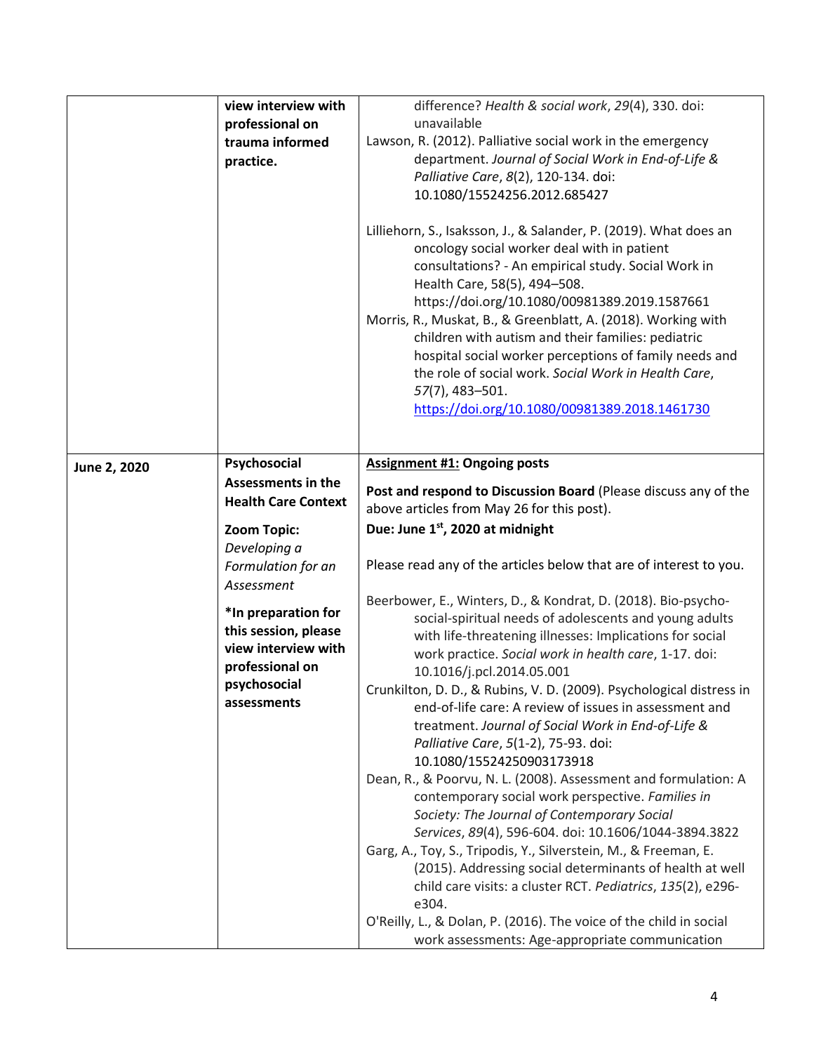| | | |
|---|---|---|
| | **view interview with professional on trauma informed practice.** | difference? *Health & social work*, *29*(4), 330. doi: unavailable<br>Lawson, R. (2012). Palliative social work in the emergency department. *Journal of Social Work in End-of-Life & Palliative Care*, *8*(2), 120-134. doi: 10.1080/15524256.2012.685427<br><br>Lilliehorn, S., Isaksson, J., & Salander, P. (2019). What does an oncology social worker deal with in patient consultations? - An empirical study. Social Work in Health Care, 58(5), 494–508. https://doi.org/10.1080/00981389.2019.1587661<br>Morris, R., Muskat, B., & Greenblatt, A. (2018). Working with children with autism and their families: pediatric hospital social worker perceptions of family needs and the role of social work. *Social Work in Health Care*, *57*(7), 483–501. https://doi.org/10.1080/00981389.2018.1461730 |
| **June 2, 2020** | **Psychosocial Assessments in the Health Care Context**<br><br>**Zoom Topic:** *Developing a Formulation for an Assessment*<br><br>***In preparation for this session, please view interview with professional on psychosocial assessments** | **Assignment #1: Ongoing posts**<br><br>**Post and respond to Discussion Board** (Please discuss any of the above articles from May 26 for this post).<br>**Due: June 1st, 2020 at midnight**<br><br>Please read any of the articles below that are of interest to you.<br><br>Beerbower, E., Winters, D., & Kondrat, D. (2018). Bio-psycho-social-spiritual needs of adolescents and young adults with life-threatening illnesses: Implications for social work practice. *Social work in health care*, 1-17. doi: 10.1016/j.pcl.2014.05.001<br>Crunkilton, D. D., & Rubins, V. D. (2009). Psychological distress in end-of-life care: A review of issues in assessment and treatment. *Journal of Social Work in End-of-Life & Palliative Care*, *5*(1-2), 75-93. doi: 10.1080/15524250903173918<br>Dean, R., & Poorvu, N. L. (2008). Assessment and formulation: A contemporary social work perspective. *Families in Society: The Journal of Contemporary Social Services*, *89*(4), 596-604. doi: 10.1606/1044-3894.3822<br>Garg, A., Toy, S., Tripodis, Y., Silverstein, M., & Freeman, E. (2015). Addressing social determinants of health at well child care visits: a cluster RCT. *Pediatrics*, *135*(2), e296-e304.<br>O'Reilly, L., & Dolan, P. (2016). The voice of the child in social work assessments: Age-appropriate communication |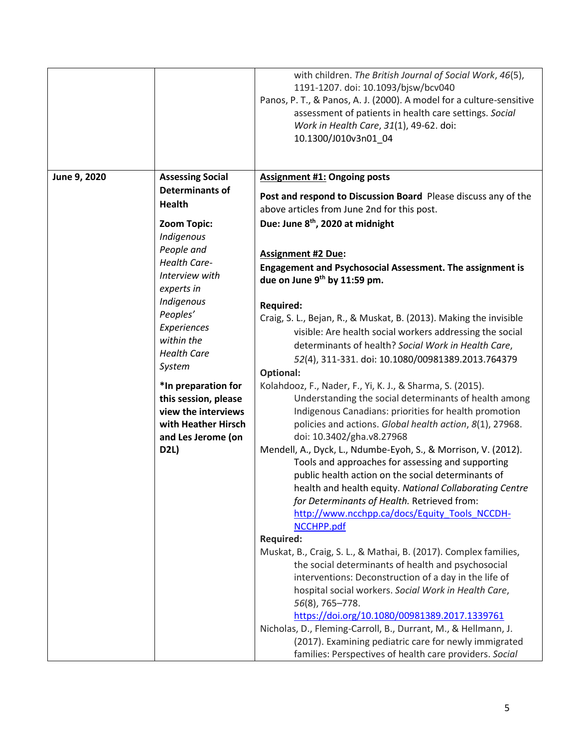| | | |
|---|---|---|
| | | with children. *The British Journal of Social Work*, *46*(5), 1191-1207. doi: 10.1093/bjsw/bcv040<br>Panos, P. T., & Panos, A. J. (2000). A model for a culture-sensitive assessment of patients in health care settings. *Social Work in Health Care*, *31*(1), 49-62. doi: 10.1300/J010v3n01_04 |
| **June 9, 2020** | **Assessing Social Determinants of Health**<br><br>**Zoom Topic:** *Indigenous People and Health Care-Interview with experts in Indigenous Peoples' Experiences within the Health Care System*<br><br>**\*In preparation for this session, please view the interviews with Heather Hirsch and Les Jerome (on D2L)** | **Assignment #1:** **Ongoing posts**<br><br>**Post and respond to Discussion Board** Please discuss any of the above articles from June 2nd for this post.<br>**Due: June 8th, 2020 at midnight**<br><br>**Assignment #2 Due:**<br>**Engagement and Psychosocial Assessment. The assignment is due on June 9th by 11:59 pm.**<br><br>**Required:**<br>Craig, S. L., Bejan, R., & Muskat, B. (2013). Making the invisible visible: Are health social workers addressing the social determinants of health? *Social Work in Health Care*, *52*(4), 311-331. doi: 10.1080/00981389.2013.764379<br>**Optional:**<br>Kolahdooz, F., Nader, F., Yi, K. J., & Sharma, S. (2015). Understanding the social determinants of health among Indigenous Canadians: priorities for health promotion policies and actions. *Global health action*, *8*(1), 27968. doi: 10.3402/gha.v8.27968<br>Mendell, A., Dyck, L., Ndumbe-Eyoh, S., & Morrison, V. (2012). Tools and approaches for assessing and supporting public health action on the social determinants of health and health equity. *National Collaborating Centre for Determinants of Health.* Retrieved from: http://www.ncchpp.ca/docs/Equity_Tools_NCCDH-NCCHPP.pdf<br>**Required:**<br>Muskat, B., Craig, S. L., & Mathai, B. (2017). Complex families, the social determinants of health and psychosocial interventions: Deconstruction of a day in the life of hospital social workers. *Social Work in Health Care*, *56*(8), 765–778. https://doi.org/10.1080/00981389.2017.1339761<br>Nicholas, D., Fleming-Carroll, B., Durrant, M., & Hellmann, J. (2017). Examining pediatric care for newly immigrated families: Perspectives of health care providers. *Social* |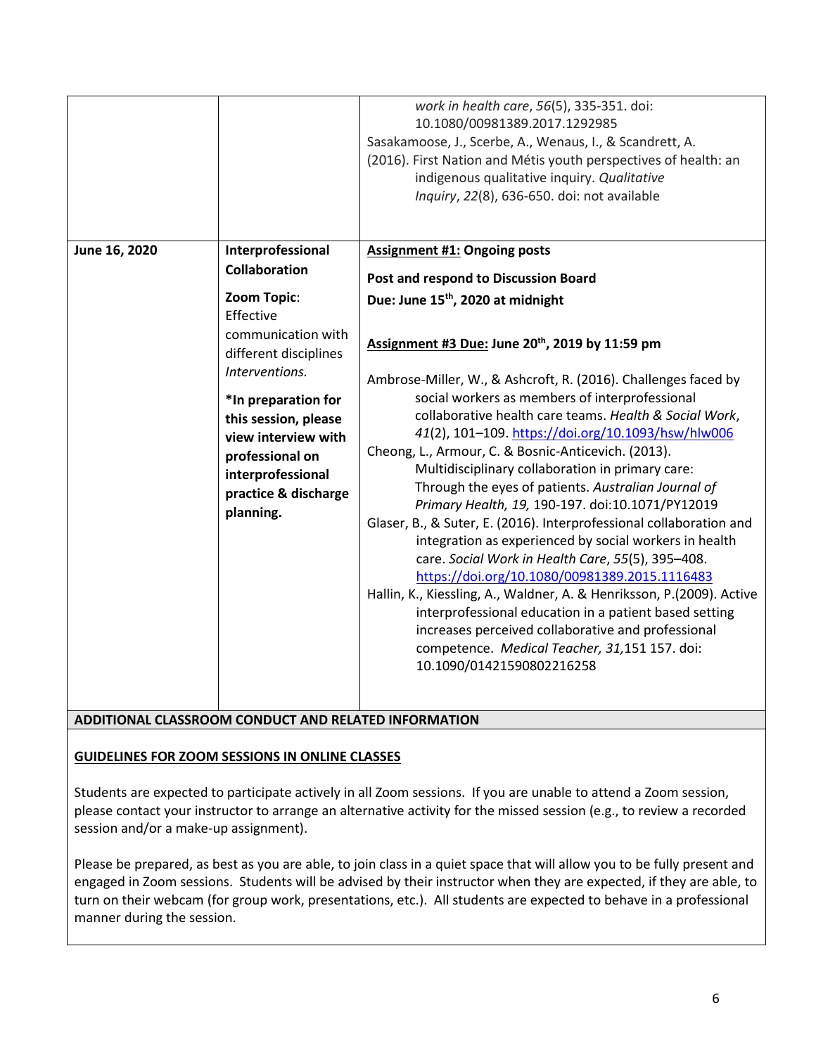| | | |
|---|---|---|
| | | *work in health care*, *56*(5), 335-351. doi: 10.1080/00981389.2017.1292985<br>Sasakamoose, J., Scerbe, A., Wenaus, I., & Scandrett, A. (2016). First Nation and Métis youth perspectives of health: an indigenous qualitative inquiry. *Qualitative Inquiry*, *22*(8), 636-650. doi: not available |
| **June 16, 2020** | **Interprofessional Collaboration**<br><br>**Zoom Topic**: Effective communication with different disciplines *Interventions.*<br><br>**\*In preparation for this session, please view interview with professional on interprofessional practice & discharge planning.** | **Assignment #1: Ongoing posts**<br><br>**Post and respond to Discussion Board**<br>**Due: June 15th, 2020 at midnight**<br><br>**Assignment #3 Due: June 20th, 2019 by 11:59 pm**<br><br>Ambrose-Miller, W., & Ashcroft, R. (2016). Challenges faced by social workers as members of interprofessional collaborative health care teams. *Health & Social Work*, *41*(2), 101–109. https://doi.org/10.1093/hsw/hlw006<br>Cheong, L., Armour, C. & Bosnic-Anticevich. (2013). Multidisciplinary collaboration in primary care: Through the eyes of patients. *Australian Journal of Primary Health, 19,* 190-197. doi:10.1071/PY12019<br>Glaser, B., & Suter, E. (2016). Interprofessional collaboration and integration as experienced by social workers in health care. *Social Work in Health Care*, *55*(5), 395–408. https://doi.org/10.1080/00981389.2015.1116483<br>Hallin, K., Kiessling, A., Waldner, A. & Henriksson, P.(2009). Active interprofessional education in a patient based setting increases perceived collaborative and professional competence. *Medical Teacher, 31,*151 157. doi: 10.1090/01421590802216258 |

## ADDITIONAL CLASSROOM CONDUCT AND RELATED INFORMATION

### GUIDELINES FOR ZOOM SESSIONS IN ONLINE CLASSES

Students are expected to participate actively in all Zoom sessions. If you are unable to attend a Zoom session, please contact your instructor to arrange an alternative activity for the missed session (e.g., to review a recorded session and/or a make-up assignment).

Please be prepared, as best as you are able, to join class in a quiet space that will allow you to be fully present and engaged in Zoom sessions. Students will be advised by their instructor when they are expected, if they are able, to turn on their webcam (for group work, presentations, etc.). All students are expected to behave in a professional manner during the session.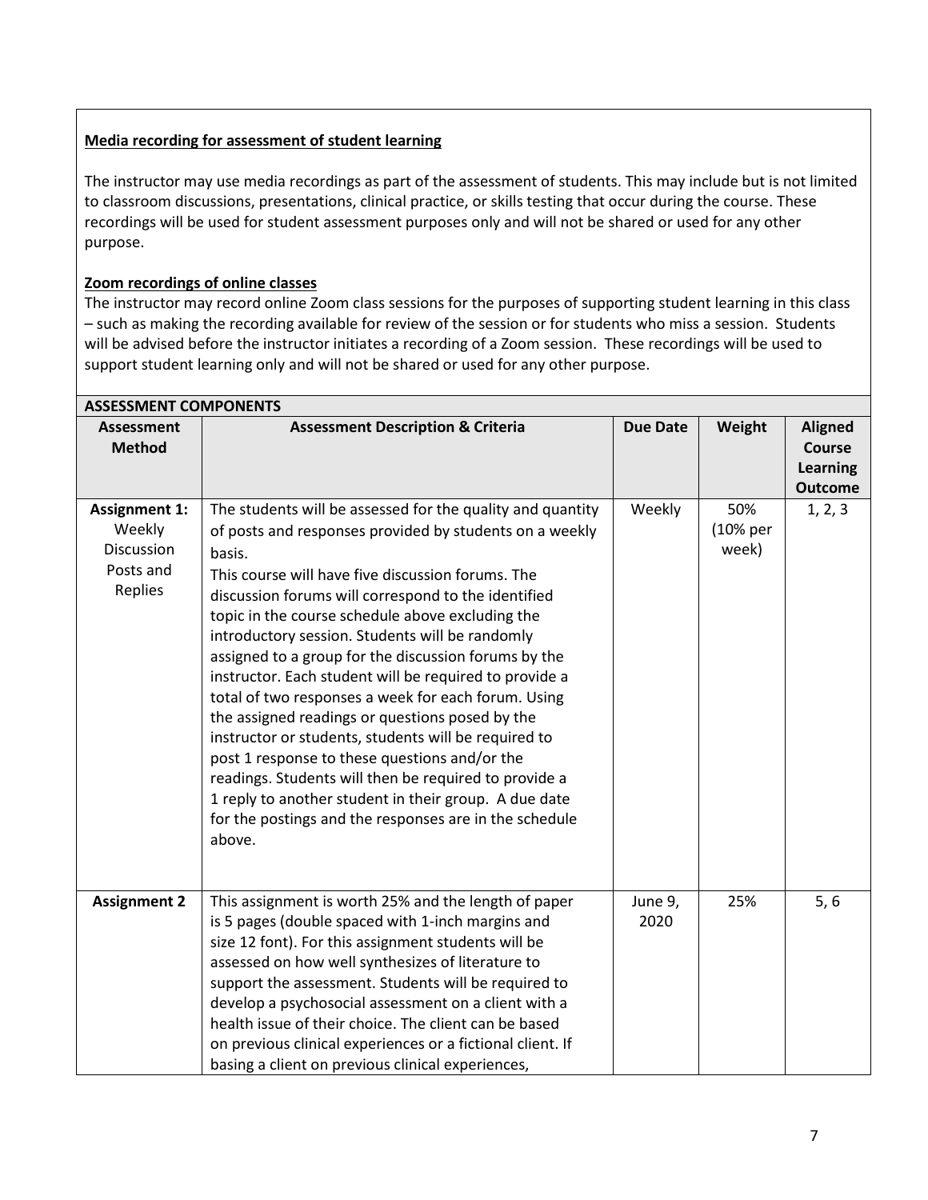**<u>Media recording for assessment of student learning</u>**

The instructor may use media recordings as part of the assessment of students. This may include but is not limited to classroom discussions, presentations, clinical practice, or skills testing that occur during the course. These recordings will be used for student assessment purposes only and will not be shared or used for any other purpose.

**<u>Zoom recordings of online classes</u>**

The instructor may record online Zoom class sessions for the purposes of supporting student learning in this class – such as making the recording available for review of the session or for students who miss a session. Students will be advised before the instructor initiates a recording of a Zoom session. These recordings will be used to support student learning only and will not be shared or used for any other purpose.

**ASSESSMENT COMPONENTS**

| Assessment Method | Assessment Description & Criteria | Due Date | Weight | Aligned Course Learning Outcome |
|---|---|---|---|---|
| **Assignment 1:** Weekly Discussion Posts and Replies | The students will be assessed for the quality and quantity of posts and responses provided by students on a weekly basis.<br>This course will have five discussion forums. The discussion forums will correspond to the identified topic in the course schedule above excluding the introductory session. Students will be randomly assigned to a group for the discussion forums by the instructor. Each student will be required to provide a total of two responses a week for each forum. Using the assigned readings or questions posed by the instructor or students, students will be required to post 1 response to these questions and/or the readings. Students will then be required to provide a 1 reply to another student in their group. A due date for the postings and the responses are in the schedule above. | Weekly | 50% (10% per week) | 1, 2, 3 |
| **Assignment 2** | This assignment is worth 25% and the length of paper is 5 pages (double spaced with 1-inch margins and size 12 font). For this assignment students will be assessed on how well synthesizes of literature to support the assessment. Students will be required to develop a psychosocial assessment on a client with a health issue of their choice. The client can be based on previous clinical experiences or a fictional client. If basing a client on previous clinical experiences, | June 9, 2020 | 25% | 5, 6 |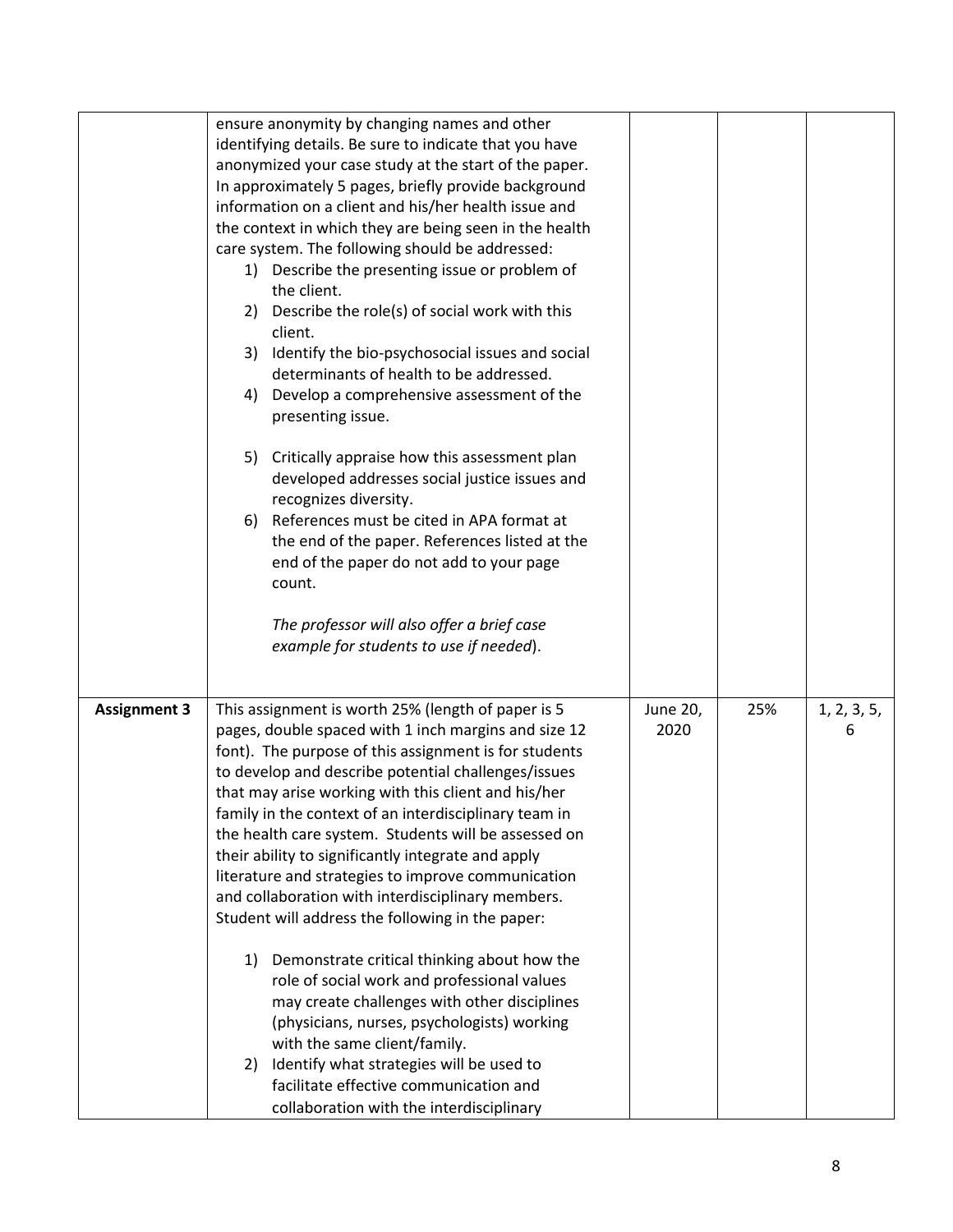| | | | | |
|---|---|---|---|---|
| | ensure anonymity by changing names and other identifying details. Be sure to indicate that you have anonymized your case study at the start of the paper. In approximately 5 pages, briefly provide background information on a client and his/her health issue and the context in which they are being seen in the health care system. The following should be addressed:<br>1) Describe the presenting issue or problem of the client.<br>2) Describe the role(s) of social work with this client.<br>3) Identify the bio-psychosocial issues and social determinants of health to be addressed.<br>4) Develop a comprehensive assessment of the presenting issue.<br><br>5) Critically appraise how this assessment plan developed addresses social justice issues and recognizes diversity.<br>6) References must be cited in APA format at the end of the paper. References listed at the end of the paper do not add to your page count.<br><br>*The professor will also offer a brief case example for students to use if needed*). | | | |
| **Assignment 3** | This assignment is worth 25% (length of paper is 5 pages, double spaced with 1 inch margins and size 12 font). The purpose of this assignment is for students to develop and describe potential challenges/issues that may arise working with this client and his/her family in the context of an interdisciplinary team in the health care system. Students will be assessed on their ability to significantly integrate and apply literature and strategies to improve communication and collaboration with interdisciplinary members. Student will address the following in the paper:<br><br>1) Demonstrate critical thinking about how the role of social work and professional values may create challenges with other disciplines (physicians, nurses, psychologists) working with the same client/family.<br>2) Identify what strategies will be used to facilitate effective communication and collaboration with the interdisciplinary | June 20, 2020 | 25% | 1, 2, 3, 5, 6 |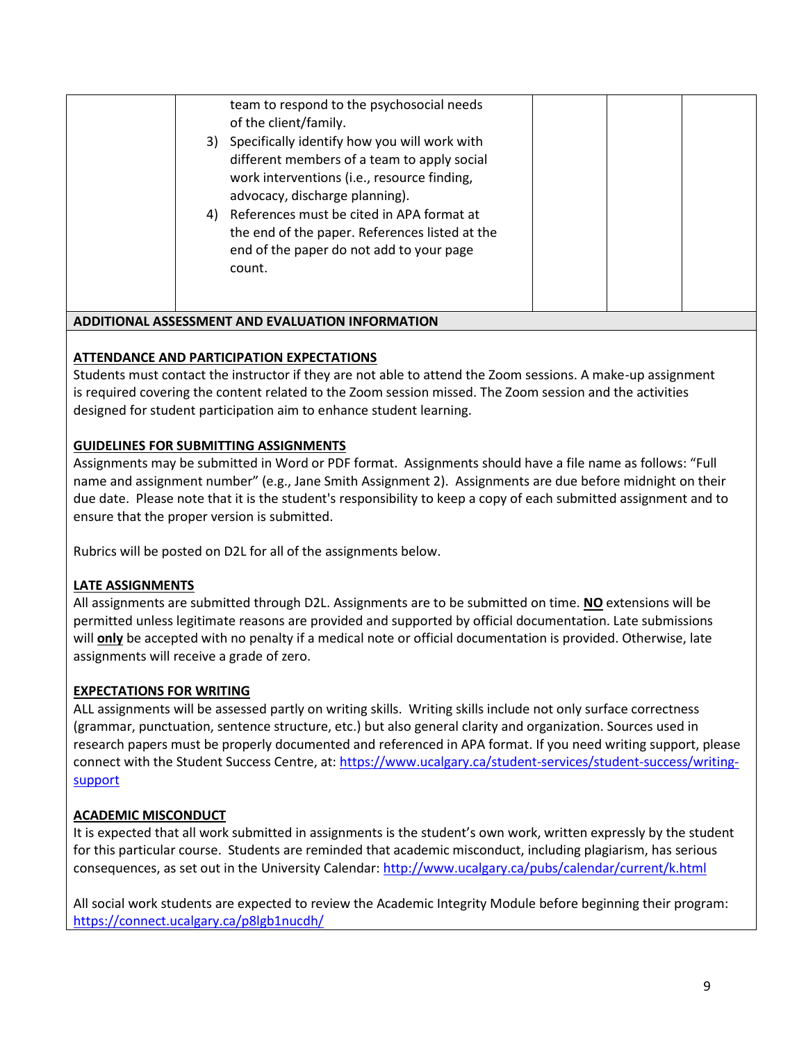| | | | | |
|---|---|---|---|---|
| | team to respond to the psychosocial needs of the client/family.<br>3) Specifically identify how you will work with different members of a team to apply social work interventions (i.e., resource finding, advocacy, discharge planning).<br>4) References must be cited in APA format at the end of the paper. References listed at the end of the paper do not add to your page count. | | | |

**ADDITIONAL ASSESSMENT AND EVALUATION INFORMATION**

**ATTENDANCE AND PARTICIPATION EXPECTATIONS**

Students must contact the instructor if they are not able to attend the Zoom sessions. A make-up assignment is required covering the content related to the Zoom session missed. The Zoom session and the activities designed for student participation aim to enhance student learning.

**GUIDELINES FOR SUBMITTING ASSIGNMENTS**

Assignments may be submitted in Word or PDF format. Assignments should have a file name as follows: "Full name and assignment number" (e.g., Jane Smith Assignment 2). Assignments are due before midnight on their due date. Please note that it is the student's responsibility to keep a copy of each submitted assignment and to ensure that the proper version is submitted.

Rubrics will be posted on D2L for all of the assignments below.

**LATE ASSIGNMENTS**

All assignments are submitted through D2L. Assignments are to be submitted on time. **NO** extensions will be permitted unless legitimate reasons are provided and supported by official documentation. Late submissions will **only** be accepted with no penalty if a medical note or official documentation is provided. Otherwise, late assignments will receive a grade of zero.

**EXPECTATIONS FOR WRITING**

ALL assignments will be assessed partly on writing skills. Writing skills include not only surface correctness (grammar, punctuation, sentence structure, etc.) but also general clarity and organization. Sources used in research papers must be properly documented and referenced in APA format. If you need writing support, please connect with the Student Success Centre, at: https://www.ucalgary.ca/student-services/student-success/writing-support

**ACADEMIC MISCONDUCT**

It is expected that all work submitted in assignments is the student's own work, written expressly by the student for this particular course. Students are reminded that academic misconduct, including plagiarism, has serious consequences, as set out in the University Calendar: http://www.ucalgary.ca/pubs/calendar/current/k.html

All social work students are expected to review the Academic Integrity Module before beginning their program: https://connect.ucalgary.ca/p8lgb1nucdh/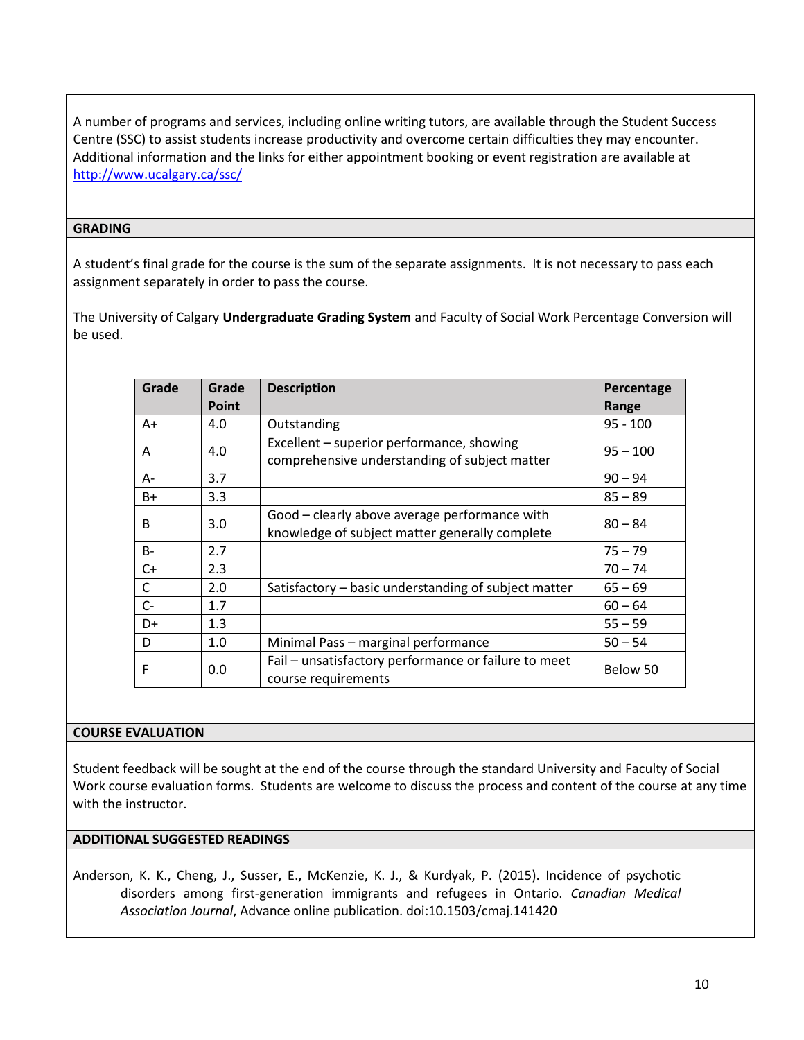A number of programs and services, including online writing tutors, are available through the Student Success Centre (SSC) to assist students increase productivity and overcome certain difficulties they may encounter. Additional information and the links for either appointment booking or event registration are available at [http://www.ucalgary.ca/ssc/](http://www.ucalgary.ca/ssc/)

## GRADING

A student's final grade for the course is the sum of the separate assignments. It is not necessary to pass each assignment separately in order to pass the course.

The University of Calgary **Undergraduate Grading System** and Faculty of Social Work Percentage Conversion will be used.

| Grade | Grade Point | Description | Percentage Range |
|---|---|---|---|
| A+ | 4.0 | Outstanding | 95 - 100 |
| A | 4.0 | Excellent – superior performance, showing comprehensive understanding of subject matter | 95 – 100 |
| A- | 3.7 | | 90 – 94 |
| B+ | 3.3 | | 85 – 89 |
| B | 3.0 | Good – clearly above average performance with knowledge of subject matter generally complete | 80 – 84 |
| B- | 2.7 | | 75 – 79 |
| C+ | 2.3 | | 70 – 74 |
| C | 2.0 | Satisfactory – basic understanding of subject matter | 65 – 69 |
| C- | 1.7 | | 60 – 64 |
| D+ | 1.3 | | 55 – 59 |
| D | 1.0 | Minimal Pass – marginal performance | 50 – 54 |
| F | 0.0 | Fail – unsatisfactory performance or failure to meet course requirements | Below 50 |

## COURSE EVALUATION

Student feedback will be sought at the end of the course through the standard University and Faculty of Social Work course evaluation forms. Students are welcome to discuss the process and content of the course at any time with the instructor.

## ADDITIONAL SUGGESTED READINGS

Anderson, K. K., Cheng, J., Susser, E., McKenzie, K. J., & Kurdyak, P. (2015). Incidence of psychotic disorders among first-generation immigrants and refugees in Ontario. *Canadian Medical Association Journal*, Advance online publication. doi:10.1503/cmaj.141420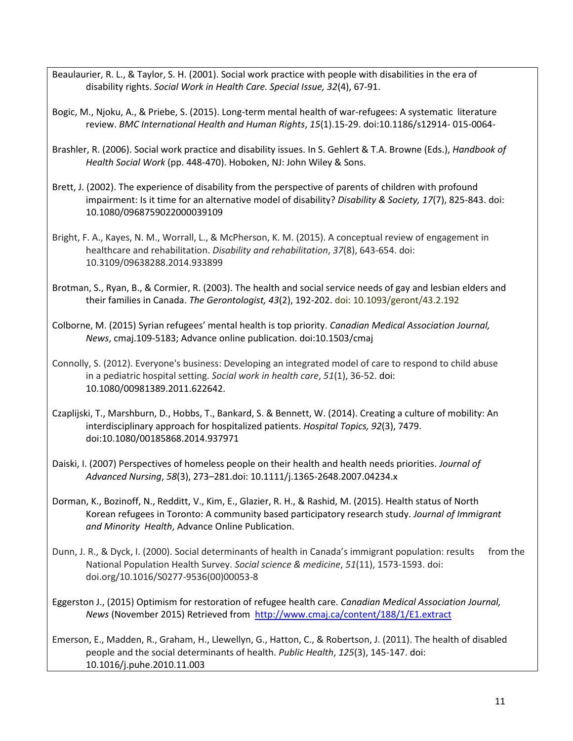Beaulaurier, R. L., & Taylor, S. H. (2001). Social work practice with people with disabilities in the era of disability rights. *Social Work in Health Care. Special Issue, 32*(4), 67-91.

Bogic, M., Njoku, A., & Priebe, S. (2015). Long-term mental health of war-refugees: A systematic literature review. *BMC International Health and Human Rights*, *15*(1).15-29. doi:10.1186/s12914- 015-0064-

Brashler, R. (2006). Social work practice and disability issues. In S. Gehlert & T.A. Browne (Eds.), *Handbook of Health Social Work* (pp. 448-470). Hoboken, NJ: John Wiley & Sons.

Brett, J. (2002). The experience of disability from the perspective of parents of children with profound impairment: Is it time for an alternative model of disability? *Disability & Society, 17*(7), 825-843. doi: 10.1080/0968759022000039109

Bright, F. A., Kayes, N. M., Worrall, L., & McPherson, K. M. (2015). A conceptual review of engagement in healthcare and rehabilitation. *Disability and rehabilitation*, *37*(8), 643-654. doi: 10.3109/09638288.2014.933899

Brotman, S., Ryan, B., & Cormier, R. (2003). The health and social service needs of gay and lesbian elders and their families in Canada. *The Gerontologist, 43*(2), 192-202. doi: 10.1093/geront/43.2.192

Colborne, M. (2015) Syrian refugees' mental health is top priority. *Canadian Medical Association Journal, News*, cmaj.109-5183; Advance online publication. doi:10.1503/cmaj

Connolly, S. (2012). Everyone's business: Developing an integrated model of care to respond to child abuse in a pediatric hospital setting. *Social work in health care*, *51*(1), 36-52. doi: 10.1080/00981389.2011.622642.

Czaplijski, T., Marshburn, D., Hobbs, T., Bankard, S. & Bennett, W. (2014). Creating a culture of mobility: An interdisciplinary approach for hospitalized patients. *Hospital Topics, 92*(3), 7479. doi:10.1080/00185868.2014.937971

Daiski, I. (2007) Perspectives of homeless people on their health and health needs priorities. *Journal of Advanced Nursing*, *58*(3), 273–281.doi: 10.1111/j.1365-2648.2007.04234.x

Dorman, K., Bozinoff, N., Redditt, V., Kim, E., Glazier, R. H., & Rashid, M. (2015). Health status of North Korean refugees in Toronto: A community based participatory research study. *Journal of Immigrant and Minority Health*, Advance Online Publication.

Dunn, J. R., & Dyck, I. (2000). Social determinants of health in Canada's immigrant population: results from the National Population Health Survey. *Social science & medicine*, *51*(11), 1573-1593. doi: doi.org/10.1016/S0277-9536(00)00053-8

Eggerston J., (2015) Optimism for restoration of refugee health care. *Canadian Medical Association Journal, News* (November 2015) Retrieved from http://www.cmaj.ca/content/188/1/E1.extract

Emerson, E., Madden, R., Graham, H., Llewellyn, G., Hatton, C., & Robertson, J. (2011). The health of disabled people and the social determinants of health. *Public Health*, *125*(3), 145-147. doi: 10.1016/j.puhe.2010.11.003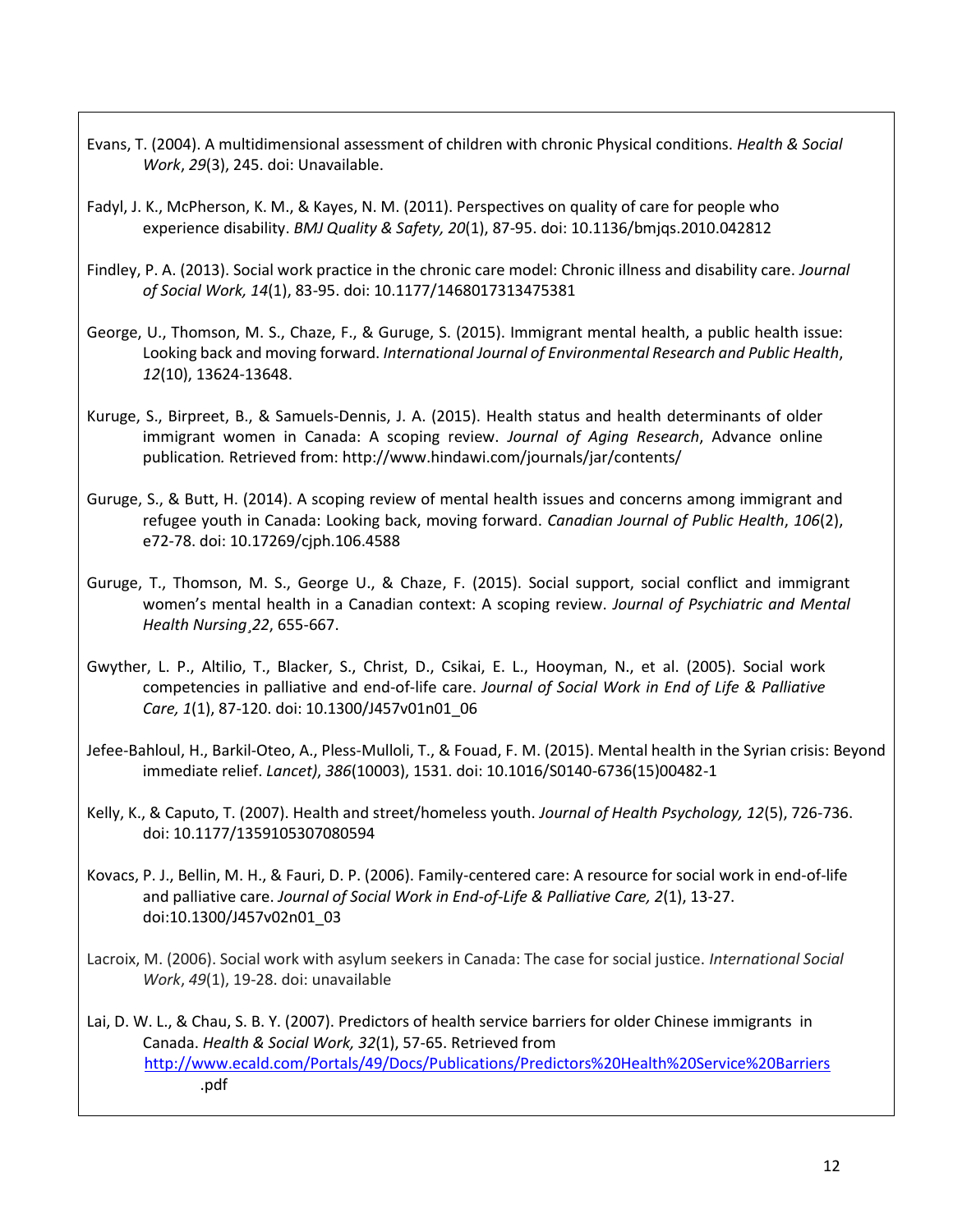Evans, T. (2004). A multidimensional assessment of children with chronic Physical conditions. *Health & Social Work*, *29*(3), 245. doi: Unavailable.

Fadyl, J. K., McPherson, K. M., & Kayes, N. M. (2011). Perspectives on quality of care for people who experience disability. *BMJ Quality & Safety, 20*(1), 87-95. doi: 10.1136/bmjqs.2010.042812

Findley, P. A. (2013). Social work practice in the chronic care model: Chronic illness and disability care. *Journal of Social Work, 14*(1), 83-95. doi: 10.1177/1468017313475381

George, U., Thomson, M. S., Chaze, F., & Guruge, S. (2015). Immigrant mental health, a public health issue: Looking back and moving forward. *International Journal of Environmental Research and Public Health*, *12*(10), 13624-13648.

Kuruge, S., Birpreet, B., & Samuels-Dennis, J. A. (2015). Health status and health determinants of older immigrant women in Canada: A scoping review. *Journal of Aging Research*, Advance online publication*.* Retrieved from: http://www.hindawi.com/journals/jar/contents/

Guruge, S., & Butt, H. (2014). A scoping review of mental health issues and concerns among immigrant and refugee youth in Canada: Looking back, moving forward. *Canadian Journal of Public Health*, *106*(2), e72-78. doi: 10.17269/cjph.106.4588

Guruge, T., Thomson, M. S., George U., & Chaze, F. (2015). Social support, social conflict and immigrant women's mental health in a Canadian context: A scoping review. *Journal of Psychiatric and Mental Health Nursing¸22*, 655-667.

Gwyther, L. P., Altilio, T., Blacker, S., Christ, D., Csikai, E. L., Hooyman, N., et al. (2005). Social work competencies in palliative and end-of-life care. *Journal of Social Work in End of Life & Palliative Care, 1*(1), 87-120. doi: 10.1300/J457v01n01_06

Jefee-Bahloul, H., Barkil-Oteo, A., Pless-Mulloli, T., & Fouad, F. M. (2015). Mental health in the Syrian crisis: Beyond immediate relief. *Lancet)*, *386*(10003), 1531. doi: 10.1016/S0140-6736(15)00482-1

Kelly, K., & Caputo, T. (2007). Health and street/homeless youth. *Journal of Health Psychology, 12*(5), 726-736. doi: 10.1177/1359105307080594

Kovacs, P. J., Bellin, M. H., & Fauri, D. P. (2006). Family-centered care: A resource for social work in end-of-life and palliative care. *Journal of Social Work in End-of-Life & Palliative Care, 2*(1), 13-27. doi:10.1300/J457v02n01_03

Lacroix, M. (2006). Social work with asylum seekers in Canada: The case for social justice. *International Social Work*, *49*(1), 19-28. doi: unavailable

Lai, D. W. L., & Chau, S. B. Y. (2007). Predictors of health service barriers for older Chinese immigrants in Canada. *Health & Social Work, 32*(1), 57-65. Retrieved from http://www.ecald.com/Portals/49/Docs/Publications/Predictors%20Health%20Service%20Barriers.pdf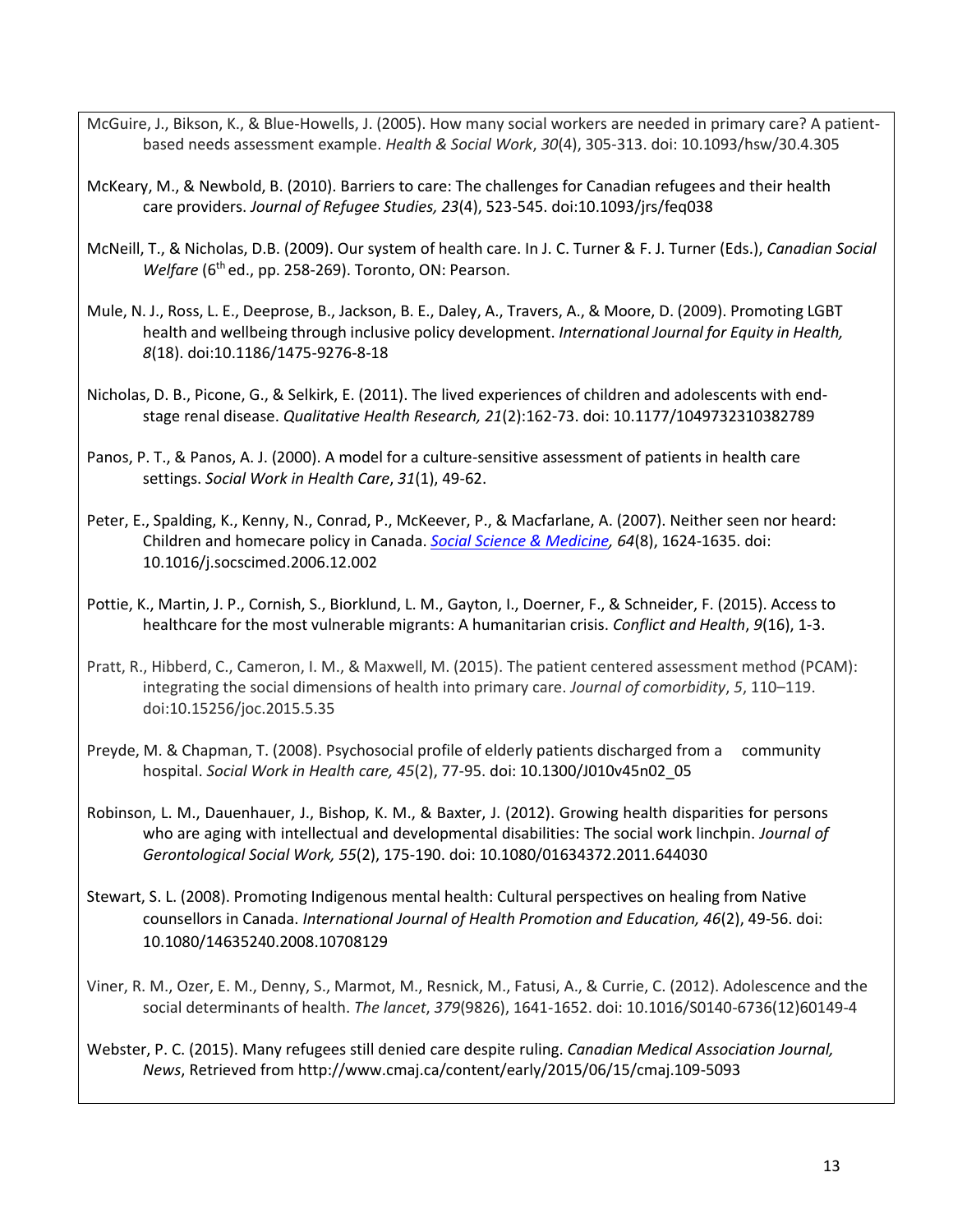McGuire, J., Bikson, K., & Blue-Howells, J. (2005). How many social workers are needed in primary care? A patient-based needs assessment example. *Health & Social Work*, *30*(4), 305-313. doi: 10.1093/hsw/30.4.305

McKeary, M., & Newbold, B. (2010). Barriers to care: The challenges for Canadian refugees and their health care providers. *Journal of Refugee Studies, 23*(4), 523-545. doi:10.1093/jrs/feq038

McNeill, T., & Nicholas, D.B. (2009). Our system of health care. In J. C. Turner & F. J. Turner (Eds.), *Canadian Social Welfare* (6th ed., pp. 258-269). Toronto, ON: Pearson.

Mule, N. J., Ross, L. E., Deeprose, B., Jackson, B. E., Daley, A., Travers, A., & Moore, D. (2009). Promoting LGBT health and wellbeing through inclusive policy development. *International Journal for Equity in Health, 8*(18). doi:10.1186/1475-9276-8-18

Nicholas, D. B., Picone, G., & Selkirk, E. (2011). The lived experiences of children and adolescents with end-stage renal disease. *Qualitative Health Research, 21*(2):162-73. doi: 10.1177/1049732310382789

Panos, P. T., & Panos, A. J. (2000). A model for a culture-sensitive assessment of patients in health care settings. *Social Work in Health Care*, *31*(1), 49-62.

Peter, E., Spalding, K., Kenny, N., Conrad, P., McKeever, P., & Macfarlane, A. (2007). Neither seen nor heard: Children and homecare policy in Canada. *Social Science & Medicine, 64*(8), 1624-1635. doi: 10.1016/j.socscimed.2006.12.002

Pottie, K., Martin, J. P., Cornish, S., Biorklund, L. M., Gayton, I., Doerner, F., & Schneider, F. (2015). Access to healthcare for the most vulnerable migrants: A humanitarian crisis. *Conflict and Health*, *9*(16), 1-3.

Pratt, R., Hibberd, C., Cameron, I. M., & Maxwell, M. (2015). The patient centered assessment method (PCAM): integrating the social dimensions of health into primary care. *Journal of comorbidity*, *5*, 110–119. doi:10.15256/joc.2015.5.35

Preyde, M. & Chapman, T. (2008). Psychosocial profile of elderly patients discharged from a community hospital. *Social Work in Health care, 45*(2), 77-95. doi: 10.1300/J010v45n02_05

Robinson, L. M., Dauenhauer, J., Bishop, K. M., & Baxter, J. (2012). Growing health disparities for persons who are aging with intellectual and developmental disabilities: The social work linchpin. *Journal of Gerontological Social Work, 55*(2), 175-190. doi: 10.1080/01634372.2011.644030

Stewart, S. L. (2008). Promoting Indigenous mental health: Cultural perspectives on healing from Native counsellors in Canada. *International Journal of Health Promotion and Education, 46*(2), 49-56. doi: 10.1080/14635240.2008.10708129

Viner, R. M., Ozer, E. M., Denny, S., Marmot, M., Resnick, M., Fatusi, A., & Currie, C. (2012). Adolescence and the social determinants of health. *The lancet*, *379*(9826), 1641-1652. doi: 10.1016/S0140-6736(12)60149-4

Webster, P. C. (2015). Many refugees still denied care despite ruling. *Canadian Medical Association Journal, News*, Retrieved from http://www.cmaj.ca/content/early/2015/06/15/cmaj.109-5093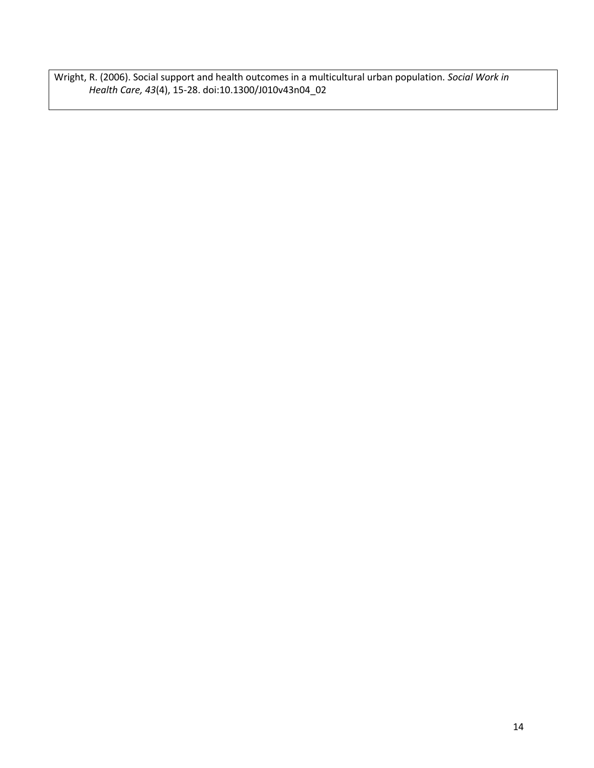Wright, R. (2006). Social support and health outcomes in a multicultural urban population. *Social Work in Health Care, 43*(4), 15-28. doi:10.1300/J010v43n04_02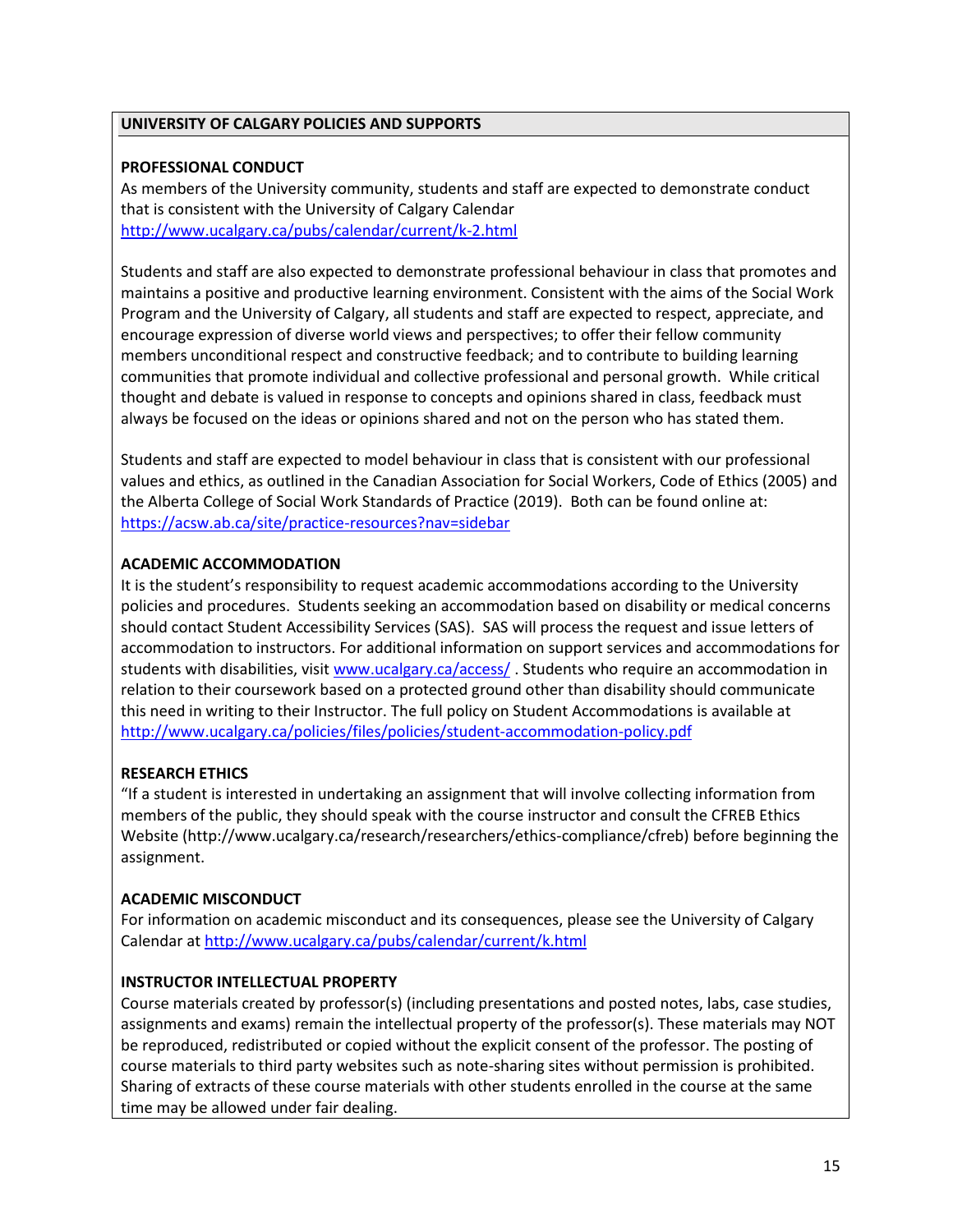## UNIVERSITY OF CALGARY POLICIES AND SUPPORTS

### PROFESSIONAL CONDUCT

As members of the University community, students and staff are expected to demonstrate conduct that is consistent with the University of Calgary Calendar http://www.ucalgary.ca/pubs/calendar/current/k-2.html

Students and staff are also expected to demonstrate professional behaviour in class that promotes and maintains a positive and productive learning environment. Consistent with the aims of the Social Work Program and the University of Calgary, all students and staff are expected to respect, appreciate, and encourage expression of diverse world views and perspectives; to offer their fellow community members unconditional respect and constructive feedback; and to contribute to building learning communities that promote individual and collective professional and personal growth. While critical thought and debate is valued in response to concepts and opinions shared in class, feedback must always be focused on the ideas or opinions shared and not on the person who has stated them.

Students and staff are expected to model behaviour in class that is consistent with our professional values and ethics, as outlined in the Canadian Association for Social Workers, Code of Ethics (2005) and the Alberta College of Social Work Standards of Practice (2019). Both can be found online at: https://acsw.ab.ca/site/practice-resources?nav=sidebar

### ACADEMIC ACCOMMODATION

It is the student's responsibility to request academic accommodations according to the University policies and procedures. Students seeking an accommodation based on disability or medical concerns should contact Student Accessibility Services (SAS). SAS will process the request and issue letters of accommodation to instructors. For additional information on support services and accommodations for students with disabilities, visit www.ucalgary.ca/access/ . Students who require an accommodation in relation to their coursework based on a protected ground other than disability should communicate this need in writing to their Instructor. The full policy on Student Accommodations is available at http://www.ucalgary.ca/policies/files/policies/student-accommodation-policy.pdf

### RESEARCH ETHICS

"If a student is interested in undertaking an assignment that will involve collecting information from members of the public, they should speak with the course instructor and consult the CFREB Ethics Website (http://www.ucalgary.ca/research/researchers/ethics-compliance/cfreb) before beginning the assignment.

### ACADEMIC MISCONDUCT

For information on academic misconduct and its consequences, please see the University of Calgary Calendar at http://www.ucalgary.ca/pubs/calendar/current/k.html

### INSTRUCTOR INTELLECTUAL PROPERTY

Course materials created by professor(s) (including presentations and posted notes, labs, case studies, assignments and exams) remain the intellectual property of the professor(s). These materials may NOT be reproduced, redistributed or copied without the explicit consent of the professor. The posting of course materials to third party websites such as note-sharing sites without permission is prohibited. Sharing of extracts of these course materials with other students enrolled in the course at the same time may be allowed under fair dealing.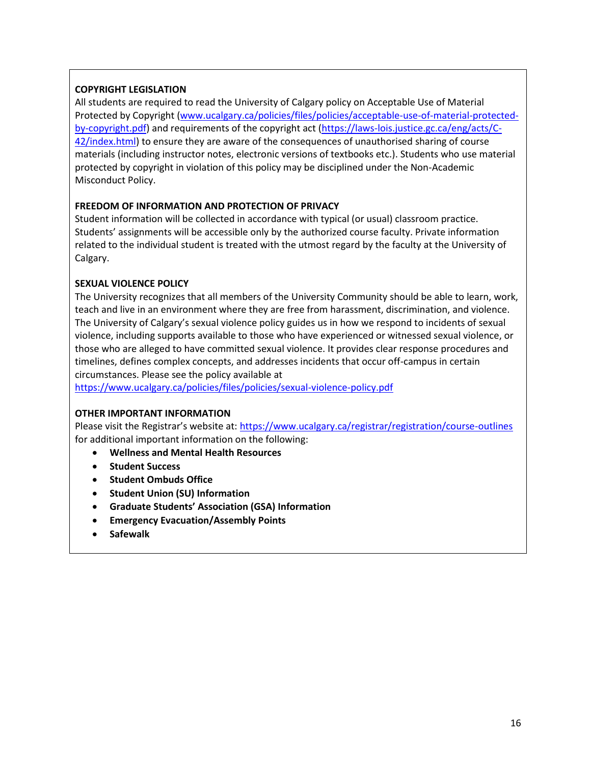**COPYRIGHT LEGISLATION**

All students are required to read the University of Calgary policy on Acceptable Use of Material Protected by Copyright (www.ucalgary.ca/policies/files/policies/acceptable-use-of-material-protected-by-copyright.pdf) and requirements of the copyright act (https://laws-lois.justice.gc.ca/eng/acts/C-42/index.html) to ensure they are aware of the consequences of unauthorised sharing of course materials (including instructor notes, electronic versions of textbooks etc.). Students who use material protected by copyright in violation of this policy may be disciplined under the Non-Academic Misconduct Policy.

**FREEDOM OF INFORMATION AND PROTECTION OF PRIVACY**

Student information will be collected in accordance with typical (or usual) classroom practice. Students' assignments will be accessible only by the authorized course faculty. Private information related to the individual student is treated with the utmost regard by the faculty at the University of Calgary.

**SEXUAL VIOLENCE POLICY**

The University recognizes that all members of the University Community should be able to learn, work, teach and live in an environment where they are free from harassment, discrimination, and violence. The University of Calgary's sexual violence policy guides us in how we respond to incidents of sexual violence, including supports available to those who have experienced or witnessed sexual violence, or those who are alleged to have committed sexual violence. It provides clear response procedures and timelines, defines complex concepts, and addresses incidents that occur off-campus in certain circumstances. Please see the policy available at https://www.ucalgary.ca/policies/files/policies/sexual-violence-policy.pdf

**OTHER IMPORTANT INFORMATION**

Please visit the Registrar's website at: https://www.ucalgary.ca/registrar/registration/course-outlines for additional important information on the following:

- **Wellness and Mental Health Resources**
- **Student Success**
- **Student Ombuds Office**
- **Student Union (SU) Information**
- **Graduate Students' Association (GSA) Information**
- **Emergency Evacuation/Assembly Points**
- **Safewalk**